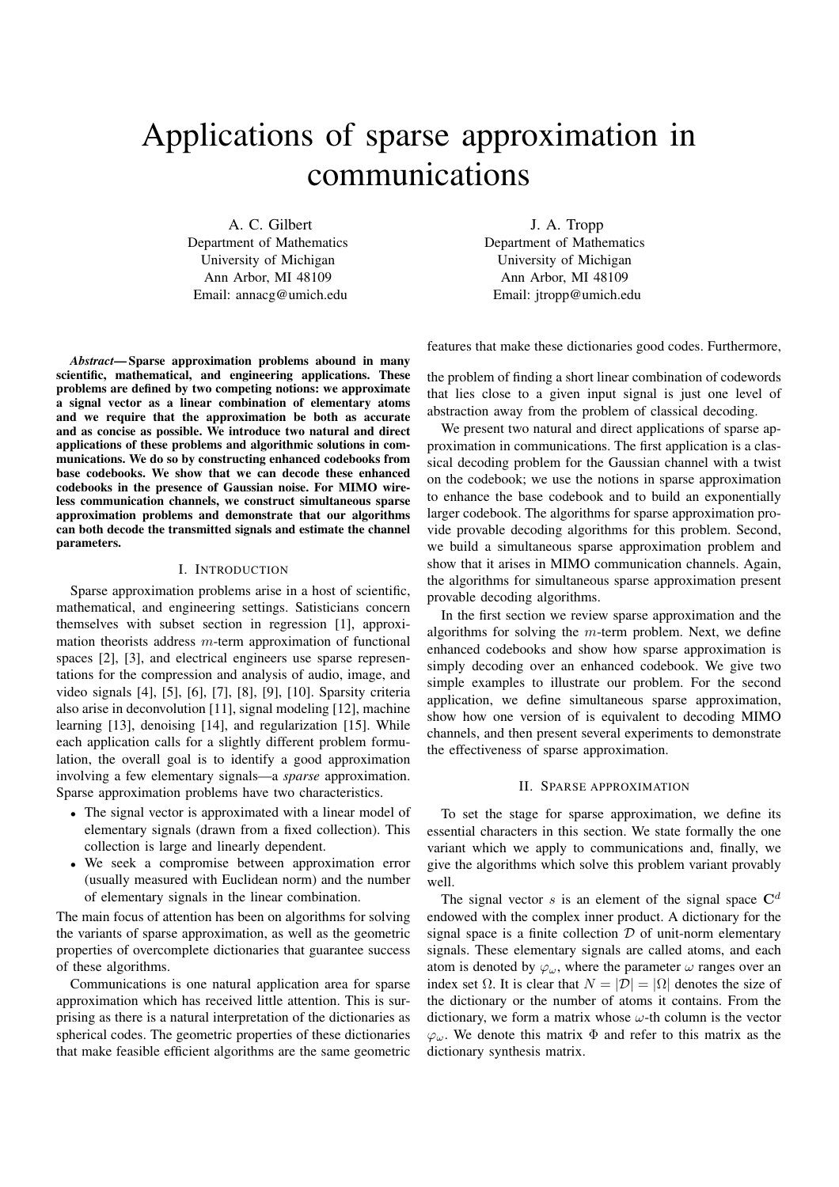# Applications of sparse approximation in communications

A. C. Gilbert
Department of Mathematics
University of Michigan
Ann Arbor, MI 48109
Email: annacg@umich.edu

J. A. Tropp
Department of Mathematics
University of Michigan
Ann Arbor, MI 48109
Email: jtropp@umich.edu

***Abstract*— Sparse approximation problems abound in many scientific, mathematical, and engineering applications. These problems are defined by two competing notions: we approximate a signal vector as a linear combination of elementary atoms and we require that the approximation be both as accurate and as concise as possible. We introduce two natural and direct applications of these problems and algorithmic solutions in communications. We do so by constructing enhanced codebooks from base codebooks. We show that we can decode these enhanced codebooks in the presence of Gaussian noise. For MIMO wireless communication channels, we construct simultaneous sparse approximation problems and demonstrate that our algorithms can both decode the transmitted signals and estimate the channel parameters.**

## I. Introduction

Sparse approximation problems arise in a host of scientific, mathematical, and engineering settings. Satisticians concern themselves with subset section in regression [1], approximation theorists address $m$-term approximation of functional spaces [2], [3], and electrical engineers use sparse representations for the compression and analysis of audio, image, and video signals [4], [5], [6], [7], [8], [9], [10]. Sparsity criteria also arise in deconvolution [11], signal modeling [12], machine learning [13], denoising [14], and regularization [15]. While each application calls for a slightly different problem formulation, the overall goal is to identify a good approximation involving a few elementary signals—a *sparse* approximation. Sparse approximation problems have two characteristics.

- The signal vector is approximated with a linear model of elementary signals (drawn from a fixed collection). This collection is large and linearly dependent.
- We seek a compromise between approximation error (usually measured with Euclidean norm) and the number of elementary signals in the linear combination.

The main focus of attention has been on algorithms for solving the variants of sparse approximation, as well as the geometric properties of overcomplete dictionaries that guarantee success of these algorithms.

Communications is one natural application area for sparse approximation which has received little attention. This is surprising as there is a natural interpretation of the dictionaries as spherical codes. The geometric properties of these dictionaries that make feasible efficient algorithms are the same geometric features that make these dictionaries good codes. Furthermore, the problem of finding a short linear combination of codewords that lies close to a given input signal is just one level of abstraction away from the problem of classical decoding.

We present two natural and direct applications of sparse approximation in communications. The first application is a classical decoding problem for the Gaussian channel with a twist on the codebook; we use the notions in sparse approximation to enhance the base codebook and to build an exponentially larger codebook. The algorithms for sparse approximation provide provable decoding algorithms for this problem. Second, we build a simultaneous sparse approximation problem and show that it arises in MIMO communication channels. Again, the algorithms for simultaneous sparse approximation present provable decoding algorithms.

In the first section we review sparse approximation and the algorithms for solving the $m$-term problem. Next, we define enhanced codebooks and show how sparse approximation is simply decoding over an enhanced codebook. We give two simple examples to illustrate our problem. For the second application, we define simultaneous sparse approximation, show how one version of is equivalent to decoding MIMO channels, and then present several experiments to demonstrate the effectiveness of sparse approximation.

## II. Sparse approximation

To set the stage for sparse approximation, we define its essential characters in this section. We state formally the one variant which we apply to communications and, finally, we give the algorithms which solve this problem variant provably well.

The signal vector $s$ is an element of the signal space $\mathbf{C}^d$ endowed with the complex inner product. A dictionary for the signal space is a finite collection $\mathcal{D}$ of unit-norm elementary signals. These elementary signals are called atoms, and each atom is denoted by $\varphi_\omega$, where the parameter $\omega$ ranges over an index set $\Omega$. It is clear that $N = |\mathcal{D}| = |\Omega|$ denotes the size of the dictionary or the number of atoms it contains. From the dictionary, we form a matrix whose $\omega$-th column is the vector $\varphi_\omega$. We denote this matrix $\Phi$ and refer to this matrix as the dictionary synthesis matrix.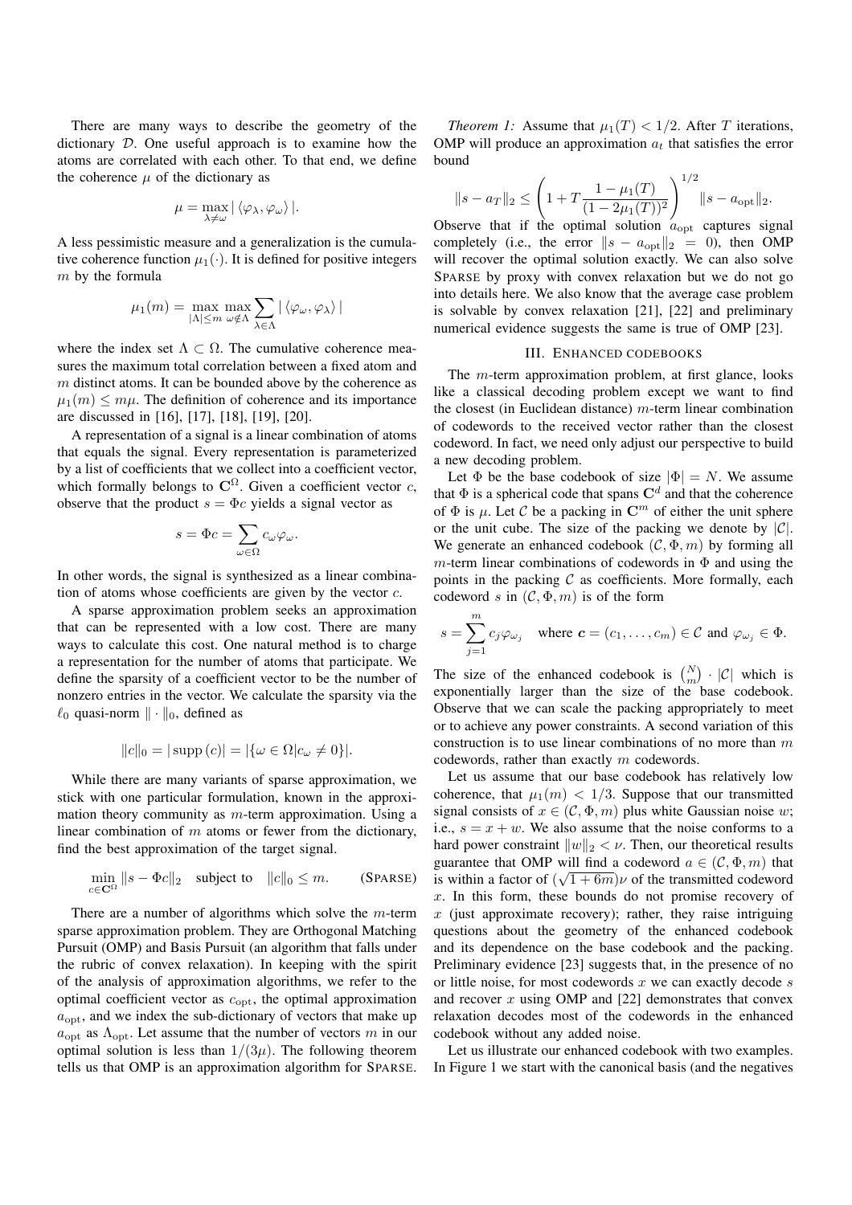There are many ways to describe the geometry of the dictionary $\mathcal{D}$. One useful approach is to examine how the atoms are correlated with each other. To that end, we define the coherence $\mu$ of the dictionary as

$$\mu = \max_{\lambda \neq \omega} |\langle \varphi_\lambda, \varphi_\omega \rangle|.$$

A less pessimistic measure and a generalization is the cumulative coherence function $\mu_1(\cdot)$. It is defined for positive integers $m$ by the formula

$$\mu_1(m) = \max_{|\Lambda| \leq m} \max_{\omega \notin \Lambda} \sum_{\lambda \in \Lambda} |\langle \varphi_\omega, \varphi_\lambda \rangle|$$

where the index set $\Lambda \subset \Omega$. The cumulative coherence measures the maximum total correlation between a fixed atom and $m$ distinct atoms. It can be bounded above by the coherence as $\mu_1(m) \leq m\mu$. The definition of coherence and its importance are discussed in [16], [17], [18], [19], [20].

A representation of a signal is a linear combination of atoms that equals the signal. Every representation is parameterized by a list of coefficients that we collect into a coefficient vector, which formally belongs to $\mathbf{C}^\Omega$. Given a coefficient vector $c$, observe that the product $s = \Phi c$ yields a signal vector as

$$s = \Phi c = \sum_{\omega \in \Omega} c_\omega \varphi_\omega.$$

In other words, the signal is synthesized as a linear combination of atoms whose coefficients are given by the vector $c$.

A sparse approximation problem seeks an approximation that can be represented with a low cost. There are many ways to calculate this cost. One natural method is to charge a representation for the number of atoms that participate. We define the sparsity of a coefficient vector to be the number of nonzero entries in the vector. We calculate the sparsity via the $\ell_0$ quasi-norm $\|\cdot\|_0$, defined as

$$\|c\|_0 = |\operatorname{supp}(c)| = |\{\omega \in \Omega | c_\omega \neq 0\}|.$$

While there are many variants of sparse approximation, we stick with one particular formulation, known in the approximation theory community as $m$-term approximation. Using a linear combination of $m$ atoms or fewer from the dictionary, find the best approximation of the target signal.

$$\min_{c \in \mathbf{C}^\Omega} \|s - \Phi c\|_2 \quad \text{subject to} \quad \|c\|_0 \leq m. \qquad \text{(SPARSE)}$$

There are a number of algorithms which solve the $m$-term sparse approximation problem. They are Orthogonal Matching Pursuit (OMP) and Basis Pursuit (an algorithm that falls under the rubric of convex relaxation). In keeping with the spirit of the analysis of approximation algorithms, we refer to the optimal coefficient vector as $c_{\text{opt}}$, the optimal approximation $a_{\text{opt}}$, and we index the sub-dictionary of vectors that make up $a_{\text{opt}}$ as $\Lambda_{\text{opt}}$. Let assume that the number of vectors $m$ in our optimal solution is less than $1/(3\mu)$. The following theorem tells us that OMP is an approximation algorithm for SPARSE.

*Theorem 1:* Assume that $\mu_1(T) < 1/2$. After $T$ iterations, OMP will produce an approximation $a_t$ that satisfies the error bound

$$\|s - a_T\|_2 \leq \left(1 + T \frac{1 - \mu_1(T)}{(1 - 2\mu_1(T))^2}\right)^{1/2} \|s - a_{\text{opt}}\|_2.$$

Observe that if the optimal solution $a_{\text{opt}}$ captures signal completely (i.e., the error $\|s - a_{\text{opt}}\|_2 = 0$), then OMP will recover the optimal solution exactly. We can also solve SPARSE by proxy with convex relaxation but we do not go into details here. We also know that the average case problem is solvable by convex relaxation [21], [22] and preliminary numerical evidence suggests the same is true of OMP [23].

## III. Enhanced codebooks

The $m$-term approximation problem, at first glance, looks like a classical decoding problem except we want to find the closest (in Euclidean distance) $m$-term linear combination of codewords to the received vector rather than the closest codeword. In fact, we need only adjust our perspective to build a new decoding problem.

Let $\Phi$ be the base codebook of size $|\Phi| = N$. We assume that $\Phi$ is a spherical code that spans $\mathbf{C}^d$ and that the coherence of $\Phi$ is $\mu$. Let $\mathcal{C}$ be a packing in $\mathbf{C}^m$ of either the unit sphere or the unit cube. The size of the packing we denote by $|\mathcal{C}|$. We generate an enhanced codebook $(\mathcal{C}, \Phi, m)$ by forming all $m$-term linear combinations of codewords in $\Phi$ and using the points in the packing $\mathcal{C}$ as coefficients. More formally, each codeword $s$ in $(\mathcal{C}, \Phi, m)$ is of the form

$$s = \sum_{j=1}^{m} c_j \varphi_{\omega_j} \quad \text{where } \boldsymbol{c} = (c_1, \ldots, c_m) \in \mathcal{C} \text{ and } \varphi_{\omega_j} \in \Phi.$$

The size of the enhanced codebook is $\binom{N}{m} \cdot |\mathcal{C}|$ which is exponentially larger than the size of the base codebook. Observe that we can scale the packing appropriately to meet or to achieve any power constraints. A second variation of this construction is to use linear combinations of no more than $m$ codewords, rather than exactly $m$ codewords.

Let us assume that our base codebook has relatively low coherence, that $\mu_1(m) < 1/3$. Suppose that our transmitted signal consists of $x \in (\mathcal{C}, \Phi, m)$ plus white Gaussian noise $w$; i.e., $s = x + w$. We also assume that the noise conforms to a hard power constraint $\|w\|_2 < \nu$. Then, our theoretical results guarantee that OMP will find a codeword $a \in (\mathcal{C}, \Phi, m)$ that is within a factor of $(\sqrt{1 + 6m})\nu$ of the transmitted codeword $x$. In this form, these bounds do not promise recovery of $x$ (just approximate recovery); rather, they raise intriguing questions about the geometry of the enhanced codebook and its dependence on the base codebook and the packing. Preliminary evidence [23] suggests that, in the presence of no or little noise, for most codewords $x$ we can exactly decode $s$ and recover $x$ using OMP and [22] demonstrates that convex relaxation decodes most of the codewords in the enhanced codebook without any added noise.

Let us illustrate our enhanced codebook with two examples. In Figure 1 we start with the canonical basis (and the negatives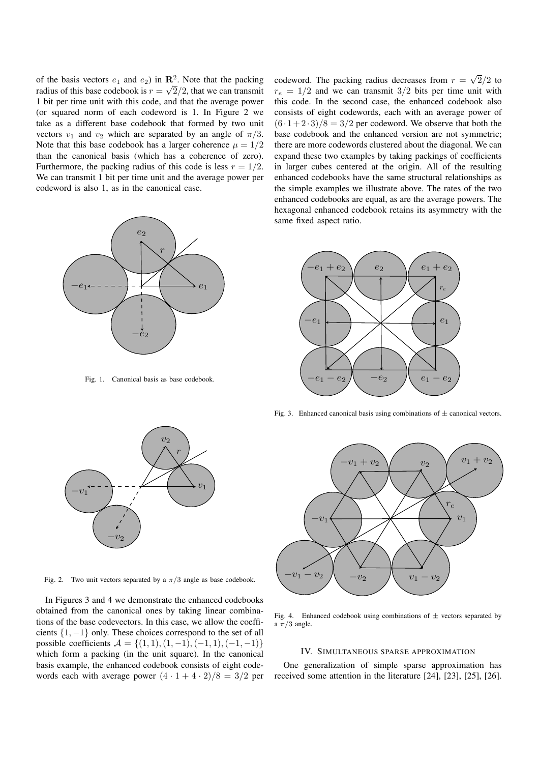of the basis vectors $e_1$ and $e_2$) in $\mathbf{R}^2$. Note that the packing radius of this base codebook is $r = \sqrt{2}/2$, that we can transmit 1 bit per time unit with this code, and that the average power (or squared norm of each codeword is 1. In Figure 2 we take as a different base codebook that formed by two unit vectors $v_1$ and $v_2$ which are separated by an angle of $\pi/3$. Note that this base codebook has a larger coherence $\mu = 1/2$ than the canonical basis (which has a coherence of zero). Furthermore, the packing radius of this code is less $r = 1/2$. We can transmit 1 bit per time unit and the average power per codeword is also 1, as in the canonical case.

Fig. 1. Canonical basis as base codebook.

Fig. 2. Two unit vectors separated by a $\pi/3$ angle as base codebook.

In Figures 3 and 4 we demonstrate the enhanced codebooks obtained from the canonical ones by taking linear combinations of the base codevectors. In this case, we allow the coefficients $\{1, -1\}$ only. These choices correspond to the set of all possible coefficients $\mathcal{A} = \{(1, 1), (1, -1), (-1, 1), (-1, -1)\}$ which form a packing (in the unit square). In the canonical basis example, the enhanced codebook consists of eight codewords each with average power $(4 \cdot 1 + 4 \cdot 2)/8 = 3/2$ per codeword. The packing radius decreases from $r = \sqrt{2}/2$ to $r_e = 1/2$ and we can transmit $3/2$ bits per time unit with this code. In the second case, the enhanced codebook also consists of eight codewords, each with an average power of $(6 \cdot 1 + 2 \cdot 3)/8 = 3/2$ per codeword. We observe that both the base codebook and the enhanced version are not symmetric; there are more codewords clustered about the diagonal. We can expand these two examples by taking packings of coefficients in larger cubes centered at the origin. All of the resulting enhanced codebooks have the same structural relationships as the simple examples we illustrate above. The rates of the two enhanced codebooks are equal, as are the average powers. The hexagonal enhanced codebook retains its asymmetry with the same fixed aspect ratio.

Fig. 3. Enhanced canonical basis using combinations of $\pm$ canonical vectors.

Fig. 4. Enhanced codebook using combinations of $\pm$ vectors separated by a $\pi/3$ angle.

## IV. Simultaneous sparse approximation

One generalization of simple sparse approximation has received some attention in the literature [24], [23], [25], [26].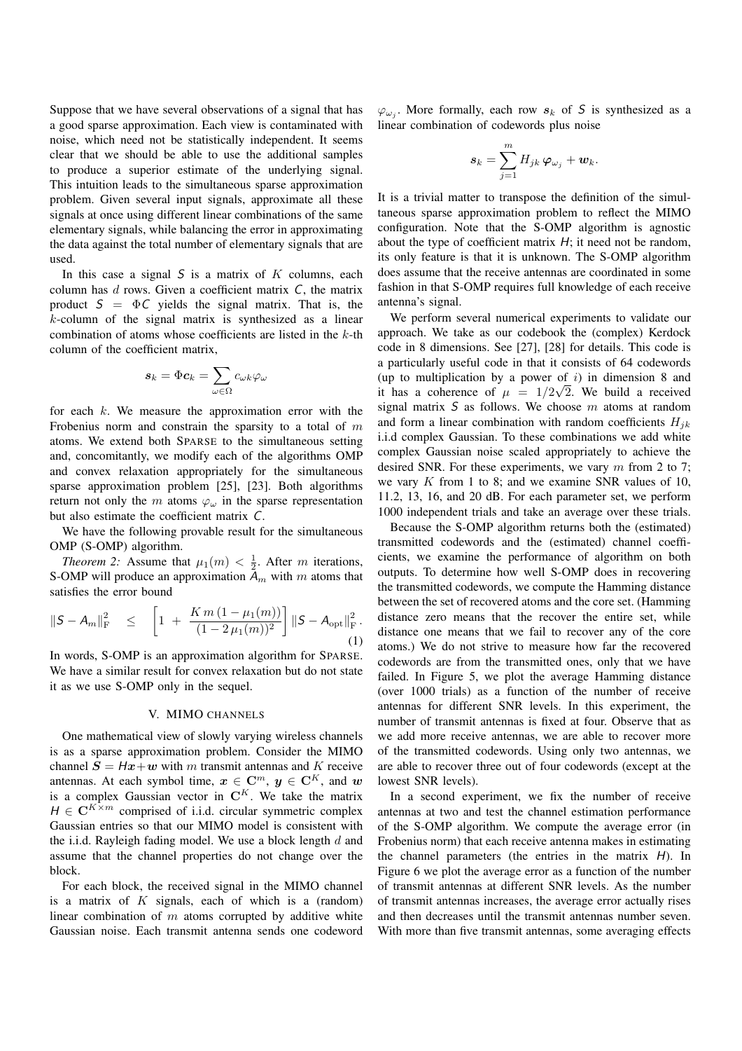Suppose that we have several observations of a signal that has a good sparse approximation. Each view is contaminated with noise, which need not be statistically independent. It seems clear that we should be able to use the additional samples to produce a superior estimate of the underlying signal. This intuition leads to the simultaneous sparse approximation problem. Given several input signals, approximate all these signals at once using different linear combinations of the same elementary signals, while balancing the error in approximating the data against the total number of elementary signals that are used.

In this case a signal $S$ is a matrix of $K$ columns, each column has $d$ rows. Given a coefficient matrix $C$, the matrix product $S = \Phi C$ yields the signal matrix. That is, the $k$-column of the signal matrix is synthesized as a linear combination of atoms whose coefficients are listed in the $k$-th column of the coefficient matrix,

$$\boldsymbol{s}_k = \Phi \boldsymbol{c}_k = \sum_{\omega \in \Omega} c_{\omega k} \varphi_\omega$$

for each $k$. We measure the approximation error with the Frobenius norm and constrain the sparsity to a total of $m$ atoms. We extend both SPARSE to the simultaneous setting and, concomitantly, we modify each of the algorithms OMP and convex relaxation appropriately for the simultaneous sparse approximation problem [25], [23]. Both algorithms return not only the $m$ atoms $\varphi_\omega$ in the sparse representation but also estimate the coefficient matrix $C$.

We have the following provable result for the simultaneous OMP (S-OMP) algorithm.

*Theorem 2:* Assume that $\mu_1(m) < \frac{1}{2}$. After $m$ iterations, S-OMP will produce an approximation $A_m$ with $m$ atoms that satisfies the error bound

$$\|S - A_m\|_{\mathrm{F}}^2 \quad \leq \quad \left[1 \; + \; \frac{K\, m\,(1 - \mu_1(m))}{(1 - 2\,\mu_1(m))^2}\right] \|S - A_{\mathrm{opt}}\|_{\mathrm{F}}^2 \,. \tag{1}$$

In words, S-OMP is an approximation algorithm for SPARSE. We have a similar result for convex relaxation but do not state it as we use S-OMP only in the sequel.

## V. MIMO CHANNELS

One mathematical view of slowly varying wireless channels is as a sparse approximation problem. Consider the MIMO channel $\boldsymbol{S} = H\boldsymbol{x} + \boldsymbol{w}$ with $m$ transmit antennas and $K$ receive antennas. At each symbol time, $\boldsymbol{x} \in \mathbf{C}^m$, $\boldsymbol{y} \in \mathbf{C}^K$, and $\boldsymbol{w}$ is a complex Gaussian vector in $\mathbf{C}^K$. We take the matrix $H \in \mathbf{C}^{K \times m}$ comprised of i.i.d. circular symmetric complex Gaussian entries so that our MIMO model is consistent with the i.i.d. Rayleigh fading model. We use a block length $d$ and assume that the channel properties do not change over the block.

For each block, the received signal in the MIMO channel is a matrix of $K$ signals, each of which is a (random) linear combination of $m$ atoms corrupted by additive white Gaussian noise. Each transmit antenna sends one codeword $\varphi_{\omega_j}$. More formally, each row $\boldsymbol{s}_k$ of $S$ is synthesized as a linear combination of codewords plus noise

$$\boldsymbol{s}_k = \sum_{j=1}^{m} H_{jk}\, \boldsymbol{\varphi}_{\omega_j} + \boldsymbol{w}_k.$$

It is a trivial matter to transpose the definition of the simultaneous sparse approximation problem to reflect the MIMO configuration. Note that the S-OMP algorithm is agnostic about the type of coefficient matrix $H$; it need not be random, its only feature is that it is unknown. The S-OMP algorithm does assume that the receive antennas are coordinated in some fashion in that S-OMP requires full knowledge of each receive antenna's signal.

We perform several numerical experiments to validate our approach. We take as our codebook the (complex) Kerdock code in 8 dimensions. See [27], [28] for details. This code is a particularly useful code in that it consists of 64 codewords (up to multiplication by a power of $i$) in dimension 8 and it has a coherence of $\mu = 1/2\sqrt{2}$. We build a received signal matrix $S$ as follows. We choose $m$ atoms at random and form a linear combination with random coefficients $H_{jk}$ i.i.d complex Gaussian. To these combinations we add white complex Gaussian noise scaled appropriately to achieve the desired SNR. For these experiments, we vary $m$ from 2 to 7; we vary $K$ from 1 to 8; and we examine SNR values of 10, 11.2, 13, 16, and 20 dB. For each parameter set, we perform 1000 independent trials and take an average over these trials.

Because the S-OMP algorithm returns both the (estimated) transmitted codewords and the (estimated) channel coefficients, we examine the performance of algorithm on both outputs. To determine how well S-OMP does in recovering the transmitted codewords, we compute the Hamming distance between the set of recovered atoms and the core set. (Hamming distance zero means that the recover the entire set, while distance one means that we fail to recover any of the core atoms.) We do not strive to measure how far the recovered codewords are from the transmitted ones, only that we have failed. In Figure 5, we plot the average Hamming distance (over 1000 trials) as a function of the number of receive antennas for different SNR levels. In this experiment, the number of transmit antennas is fixed at four. Observe that as we add more receive antennas, we are able to recover more of the transmitted codewords. Using only two antennas, we are able to recover three out of four codewords (except at the lowest SNR levels).

In a second experiment, we fix the number of receive antennas at two and test the channel estimation performance of the S-OMP algorithm. We compute the average error (in Frobenius norm) that each receive antenna makes in estimating the channel parameters (the entries in the matrix $H$). In Figure 6 we plot the average error as a function of the number of transmit antennas at different SNR levels. As the number of transmit antennas increases, the average error actually rises and then decreases until the transmit antennas number seven. With more than five transmit antennas, some averaging effects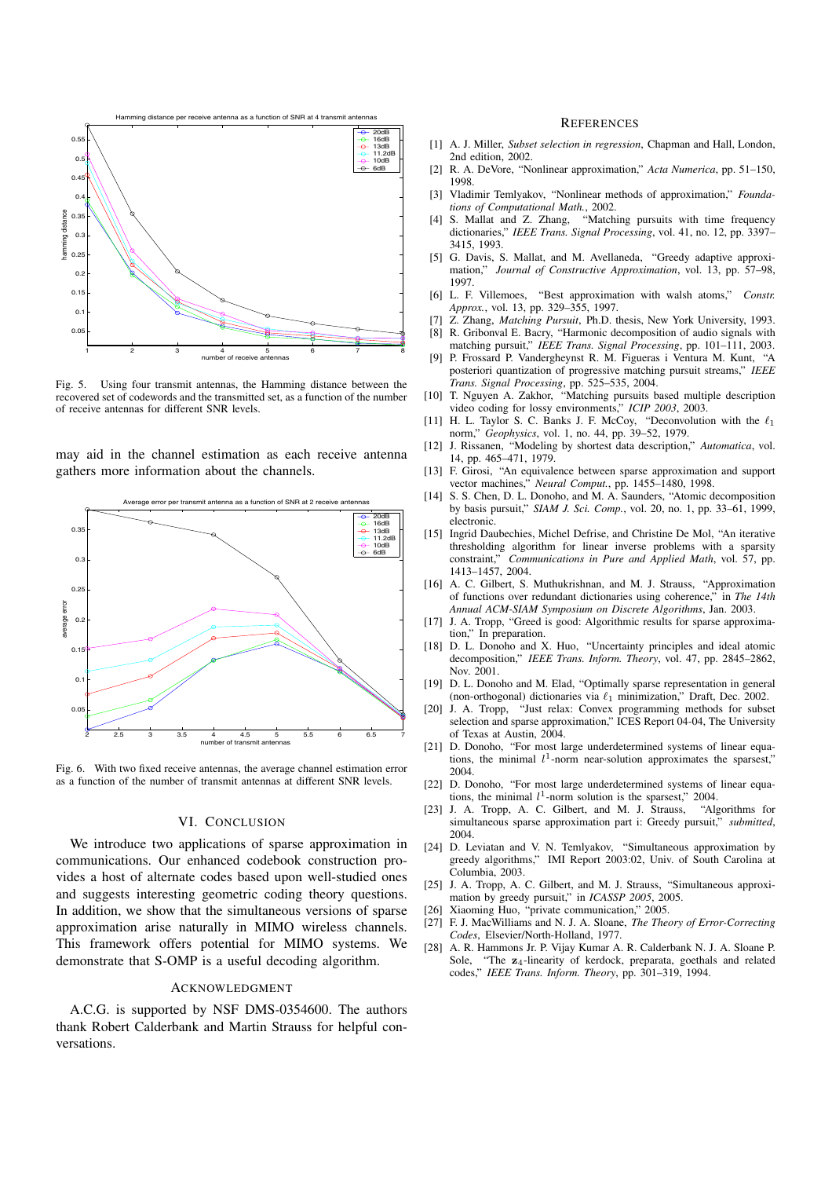Hamming distance per receive antenna as a function of SNR at 4 transmit antennas

20dB
16dB
13dB
11.2dB
10dB
6dB

hamming distance

0.55
0.5
0.45
0.4
0.35
0.3
0.25
0.2
0.15
0.1
0.05

1 2 3 4 5 6 7 8

number of receive antennas

Fig. 5. Using four transmit antennas, the Hamming distance between the recovered set of codewords and the transmitted set, as a function of the number of receive antennas for different SNR levels.

may aid in the channel estimation as each receive antenna gathers more information about the channels.

Average error per transmit antenna as a function of SNR at 2 receive antennas

20dB
16dB
13dB
11.2dB
10dB
6dB

average error

0.35
0.3
0.25
0.2
0.15
0.1
0.05

2 2.5 3 3.5 4 4.5 5 5.5 6 6.5 7

number of transmit antennas

Fig. 6. With two fixed receive antennas, the average channel estimation error as a function of the number of transmit antennas at different SNR levels.

## VI. Conclusion

We introduce two applications of sparse approximation in communications. Our enhanced codebook construction provides a host of alternate codes based upon well-studied ones and suggests interesting geometric coding theory questions. In addition, we show that the simultaneous versions of sparse approximation arise naturally in MIMO wireless channels. This framework offers potential for MIMO systems. We demonstrate that S-OMP is a useful decoding algorithm.

## Acknowledgment

A.C.G. is supported by NSF DMS-0354600. The authors thank Robert Calderbank and Martin Strauss for helpful conversations.

## References

[1] A. J. Miller, *Subset selection in regression*, Chapman and Hall, London, 2nd edition, 2002.

[2] R. A. DeVore, "Nonlinear approximation," *Acta Numerica*, pp. 51–150, 1998.

[3] Vladimir Temlyakov, "Nonlinear methods of approximation," *Foundations of Computational Math.*, 2002.

[4] S. Mallat and Z. Zhang, "Matching pursuits with time frequency dictionaries," *IEEE Trans. Signal Processing*, vol. 41, no. 12, pp. 3397–3415, 1993.

[5] G. Davis, S. Mallat, and M. Avellaneda, "Greedy adaptive approximation," *Journal of Constructive Approximation*, vol. 13, pp. 57–98, 1997.

[6] L. F. Villemoes, "Best approximation with walsh atoms," *Constr. Approx.*, vol. 13, pp. 329–355, 1997.

[7] Z. Zhang, *Matching Pursuit*, Ph.D. thesis, New York University, 1993.

[8] R. Gribonval E. Bacry, "Harmonic decomposition of audio signals with matching pursuit," *IEEE Trans. Signal Processing*, pp. 101–111, 2003.

[9] P. Frossard P. Vandergheynst R. M. Figueras i Ventura M. Kunt, "A posteriori quantization of progressive matching pursuit streams," *IEEE Trans. Signal Processing*, pp. 525–535, 2004.

[10] T. Nguyen A. Zakhor, "Matching pursuits based multiple description video coding for lossy environments," *ICIP 2003*, 2003.

[11] H. L. Taylor S. C. Banks J. F. McCoy, "Deconvolution with the $\ell_1$ norm," *Geophysics*, vol. 1, no. 44, pp. 39–52, 1979.

[12] J. Rissanen, "Modeling by shortest data description," *Automatica*, vol. 14, pp. 465–471, 1979.

[13] F. Girosi, "An equivalence between sparse approximation and support vector machines," *Neural Comput.*, pp. 1455–1480, 1998.

[14] S. S. Chen, D. L. Donoho, and M. A. Saunders, "Atomic decomposition by basis pursuit," *SIAM J. Sci. Comp.*, vol. 20, no. 1, pp. 33–61, 1999, electronic.

[15] Ingrid Daubechies, Michel Defrise, and Christine De Mol, "An iterative thresholding algorithm for linear inverse problems with a sparsity constraint," *Communications in Pure and Applied Math*, vol. 57, pp. 1413–1457, 2004.

[16] A. C. Gilbert, S. Muthukrishnan, and M. J. Strauss, "Approximation of functions over redundant dictionaries using coherence," in *The 14th Annual ACM-SIAM Symposium on Discrete Algorithms*, Jan. 2003.

[17] J. A. Tropp, "Greed is good: Algorithmic results for sparse approximation," In preparation.

[18] D. L. Donoho and X. Huo, "Uncertainty principles and ideal atomic decomposition," *IEEE Trans. Inform. Theory*, vol. 47, pp. 2845–2862, Nov. 2001.

[19] D. L. Donoho and M. Elad, "Optimally sparse representation in general (non-orthogonal) dictionaries via $\ell_1$ minimization," Draft, Dec. 2002.

[20] J. A. Tropp, "Just relax: Convex programming methods for subset selection and sparse approximation," ICES Report 04-04, The University of Texas at Austin, 2004.

[21] D. Donoho, "For most large underdetermined systems of linear equations, the minimal $l^1$-norm near-solution approximates the sparsest," 2004.

[22] D. Donoho, "For most large underdetermined systems of linear equations, the minimal $l^1$-norm solution is the sparsest," 2004.

[23] J. A. Tropp, A. C. Gilbert, and M. J. Strauss, "Algorithms for simultaneous sparse approximation part i: Greedy pursuit," *submitted*, 2004.

[24] D. Leviatan and V. N. Temlyakov, "Simultaneous approximation by greedy algorithms," IMI Report 2003:02, Univ. of South Carolina at Columbia, 2003.

[25] J. A. Tropp, A. C. Gilbert, and M. J. Strauss, "Simultaneous approximation by greedy pursuit," in *ICASSP 2005*, 2005.

[26] Xiaoming Huo, "private communication," 2005.

[27] F. J. MacWilliams and N. J. A. Sloane, *The Theory of Error-Correcting Codes*, Elsevier/North-Holland, 1977.

[28] A. R. Hammons Jr. P. Vijay Kumar A. R. Calderbank N. J. A. Sloane P. Sole, "The $\mathbf{z}_4$-linearity of kerdock, preparata, goethals and related codes," *IEEE Trans. Inform. Theory*, pp. 301–319, 1994.